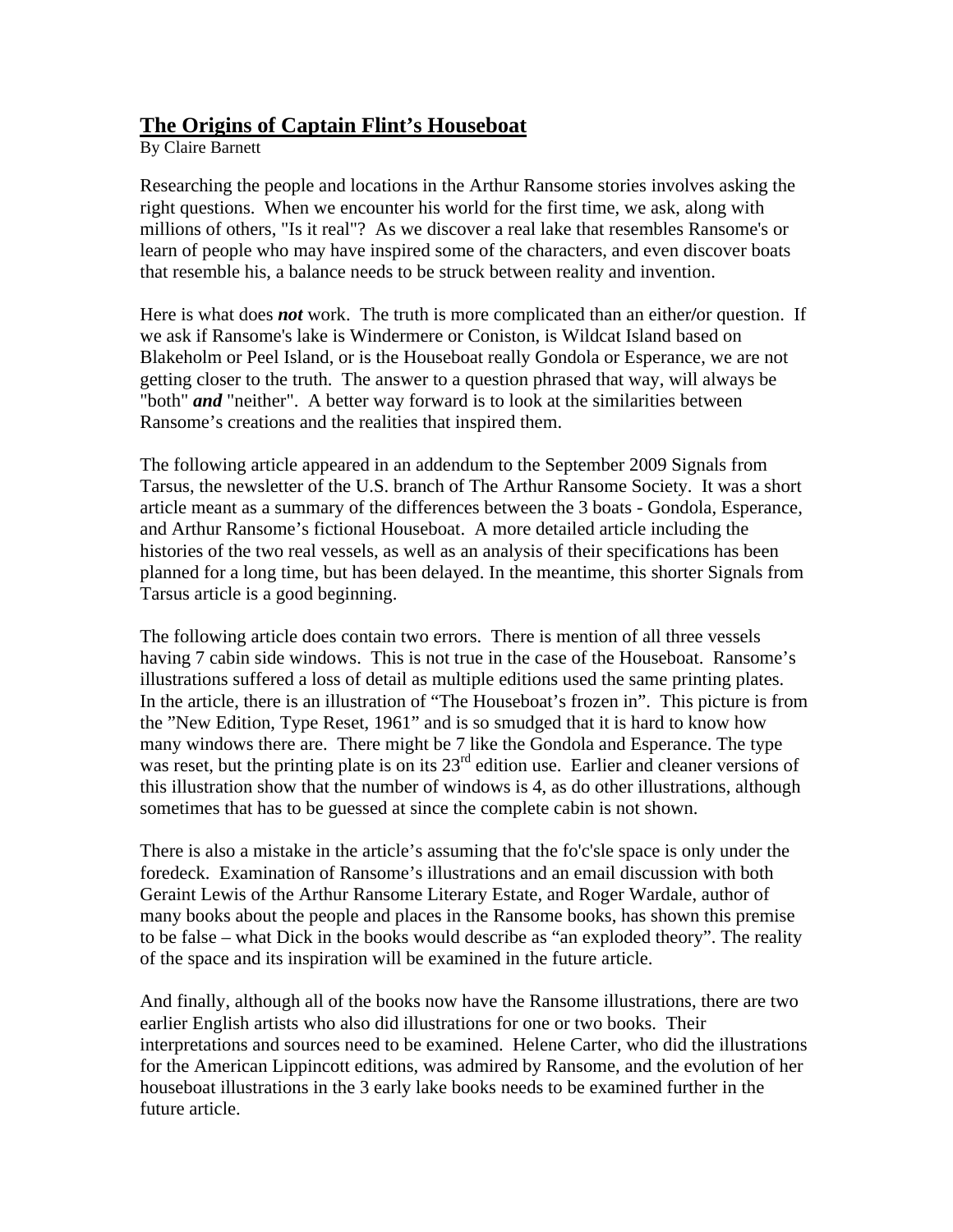# The Origins of Captain Flint's Houseboat

By Claire Barnett

Researching the people and locations in the Arthur Ransome stories involves asking the right questions. When we encounter his world for the first time, we ask, along with millions of others, "Is it real"? As we discover a real lake that resembles Ransome's or learn of people who may have inspired some of the characters, and even discover boats that resemble his, a balance needs to be struck between reality and invention.

Here is what does ***not*** work. The truth is more complicated than an either/or question. If we ask if Ransome's lake is Windermere or Coniston, is Wildcat Island based on Blakeholm or Peel Island, or is the Houseboat really Gondola or Esperance, we are not getting closer to the truth. The answer to a question phrased that way, will always be "both" ***and*** "neither". A better way forward is to look at the similarities between Ransome's creations and the realities that inspired them.

The following article appeared in an addendum to the September 2009 Signals from Tarsus, the newsletter of the U.S. branch of The Arthur Ransome Society. It was a short article meant as a summary of the differences between the 3 boats - Gondola, Esperance, and Arthur Ransome's fictional Houseboat. A more detailed article including the histories of the two real vessels, as well as an analysis of their specifications has been planned for a long time, but has been delayed. In the meantime, this shorter Signals from Tarsus article is a good beginning.

The following article does contain two errors. There is mention of all three vessels having 7 cabin side windows. This is not true in the case of the Houseboat. Ransome's illustrations suffered a loss of detail as multiple editions used the same printing plates. In the article, there is an illustration of "The Houseboat's frozen in". This picture is from the "New Edition, Type Reset, 1961" and is so smudged that it is hard to know how many windows there are. There might be 7 like the Gondola and Esperance. The type was reset, but the printing plate is on its 23rd edition use. Earlier and cleaner versions of this illustration show that the number of windows is 4, as do other illustrations, although sometimes that has to be guessed at since the complete cabin is not shown.

There is also a mistake in the article's assuming that the fo'c'sle space is only under the foredeck. Examination of Ransome's illustrations and an email discussion with both Geraint Lewis of the Arthur Ransome Literary Estate, and Roger Wardale, author of many books about the people and places in the Ransome books, has shown this premise to be false – what Dick in the books would describe as "an exploded theory". The reality of the space and its inspiration will be examined in the future article.

And finally, although all of the books now have the Ransome illustrations, there are two earlier English artists who also did illustrations for one or two books. Their interpretations and sources need to be examined. Helene Carter, who did the illustrations for the American Lippincott editions, was admired by Ransome, and the evolution of her houseboat illustrations in the 3 early lake books needs to be examined further in the future article.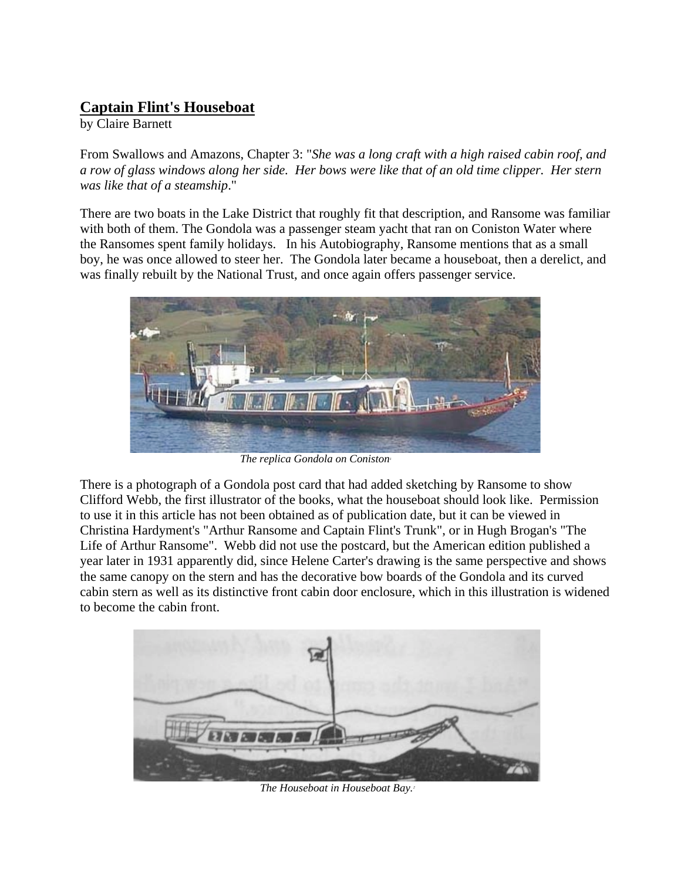## Captain Flint's Houseboat

by Claire Barnett

From Swallows and Amazons, Chapter 3: "*She was a long craft with a high raised cabin roof, and a row of glass windows along her side. Her bows were like that of an old time clipper. Her stern was like that of a steamship*."

There are two boats in the Lake District that roughly fit that description, and Ransome was familiar with both of them. The Gondola was a passenger steam yacht that ran on Coniston Water where the Ransomes spent family holidays. In his Autobiography, Ransome mentions that as a small boy, he was once allowed to steer her. The Gondola later became a houseboat, then a derelict, and was finally rebuilt by the National Trust, and once again offers passenger service.

*The replica Gondola on Coniston*[1]

There is a photograph of a Gondola post card that had added sketching by Ransome to show Clifford Webb, the first illustrator of the books, what the houseboat should look like. Permission to use it in this article has not been obtained as of publication date, but it can be viewed in Christina Hardyment's "Arthur Ransome and Captain Flint's Trunk", or in Hugh Brogan's "The Life of Arthur Ransome". Webb did not use the postcard, but the American edition published a year later in 1931 apparently did, since Helene Carter's drawing is the same perspective and shows the same canopy on the stern and has the decorative bow boards of the Gondola and its curved cabin stern as well as its distinctive front cabin door enclosure, which in this illustration is widened to become the cabin front.

*The Houseboat in Houseboat Bay.*[2]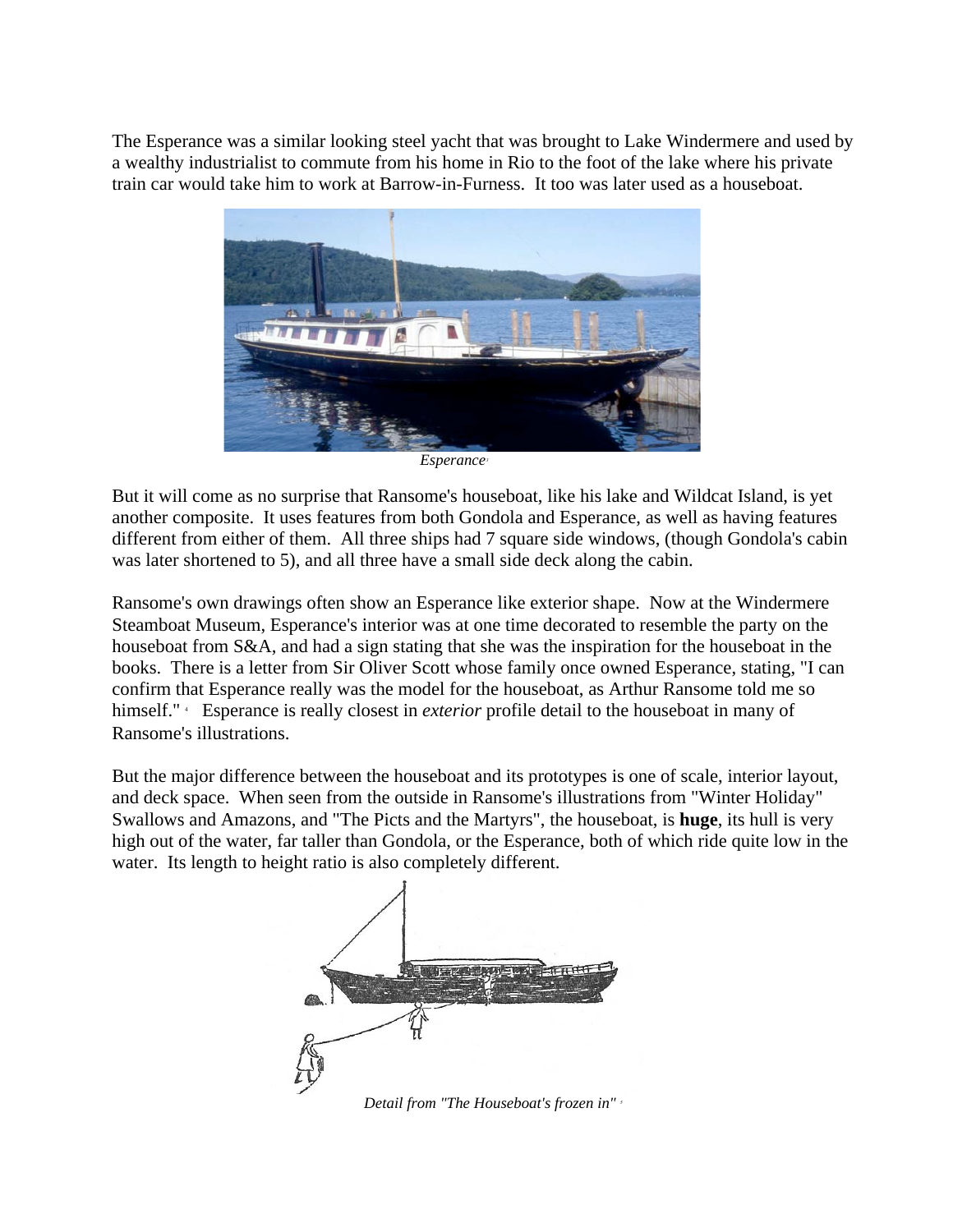The Esperance was a similar looking steel yacht that was brought to Lake Windermere and used by a wealthy industrialist to commute from his home in Rio to the foot of the lake where his private train car would take him to work at Barrow-in-Furness. It too was later used as a houseboat.

*Esperance*[3]

But it will come as no surprise that Ransome's houseboat, like his lake and Wildcat Island, is yet another composite. It uses features from both Gondola and Esperance, as well as having features different from either of them. All three ships had 7 square side windows, (though Gondola's cabin was later shortened to 5), and all three have a small side deck along the cabin.

Ransome's own drawings often show an Esperance like exterior shape. Now at the Windermere Steamboat Museum, Esperance's interior was at one time decorated to resemble the party on the houseboat from S&A, and had a sign stating that she was the inspiration for the houseboat in the books. There is a letter from Sir Oliver Scott whose family once owned Esperance, stating, "I can confirm that Esperance really was the model for the houseboat, as Arthur Ransome told me so himself." [4] Esperance is really closest in *exterior* profile detail to the houseboat in many of Ransome's illustrations.

But the major difference between the houseboat and its prototypes is one of scale, interior layout, and deck space. When seen from the outside in Ransome's illustrations from "Winter Holiday" Swallows and Amazons, and "The Picts and the Martyrs", the houseboat, is **huge**, its hull is very high out of the water, far taller than Gondola, or the Esperance, both of which ride quite low in the water. Its length to height ratio is also completely different.

*Detail from "The Houseboat's frozen in"* [5]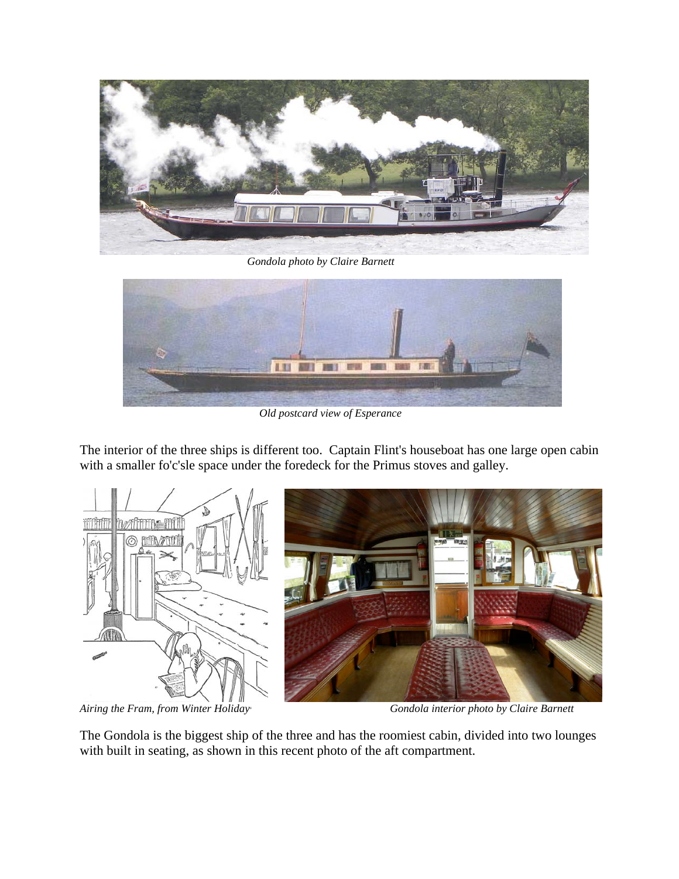*Gondola photo by Claire Barnett*

*Old postcard view of Esperance*

The interior of the three ships is different too. Captain Flint's houseboat has one large open cabin with a smaller fo'c'sle space under the foredeck for the Primus stoves and galley.

*Airing the Fram, from Winter Holiday*

*Gondola interior photo by Claire Barnett*

The Gondola is the biggest ship of the three and has the roomiest cabin, divided into two lounges with built in seating, as shown in this recent photo of the aft compartment.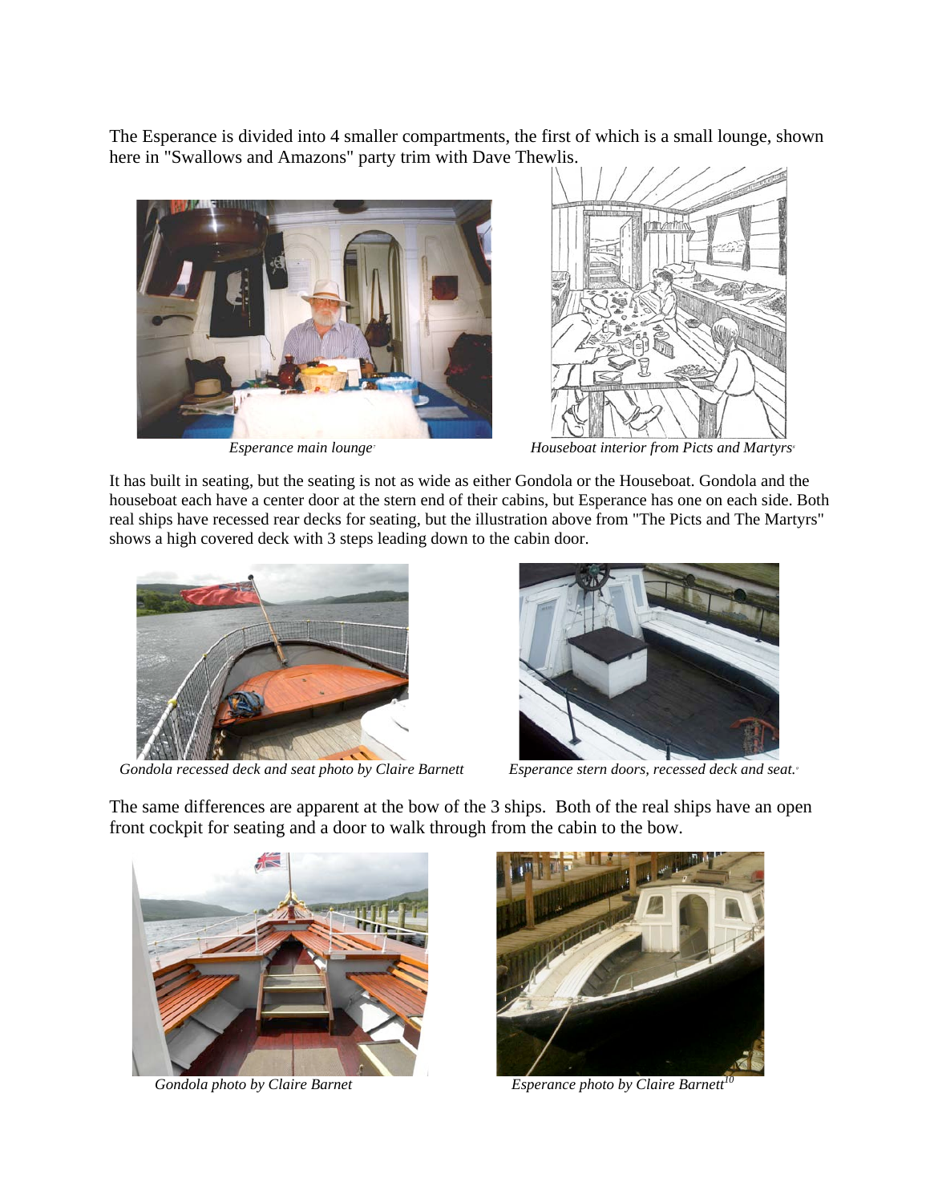The Esperance is divided into 4 smaller compartments, the first of which is a small lounge, shown here in "Swallows and Amazons" party trim with Dave Thewlis.

*Esperance main lounge*

*Houseboat interior from Picts and Martyrs*

It has built in seating, but the seating is not as wide as either Gondola or the Houseboat. Gondola and the houseboat each have a center door at the stern end of their cabins, but Esperance has one on each side. Both real ships have recessed rear decks for seating, but the illustration above from "The Picts and The Martyrs" shows a high covered deck with 3 steps leading down to the cabin door.

*Gondola recessed deck and seat photo by Claire Barnett*

*Esperance stern doors, recessed deck and seat.*

The same differences are apparent at the bow of the 3 ships. Both of the real ships have an open front cockpit for seating and a door to walk through from the cabin to the bow.

*Gondola photo by Claire Barnet*

*Esperance photo by Claire Barnett*[10]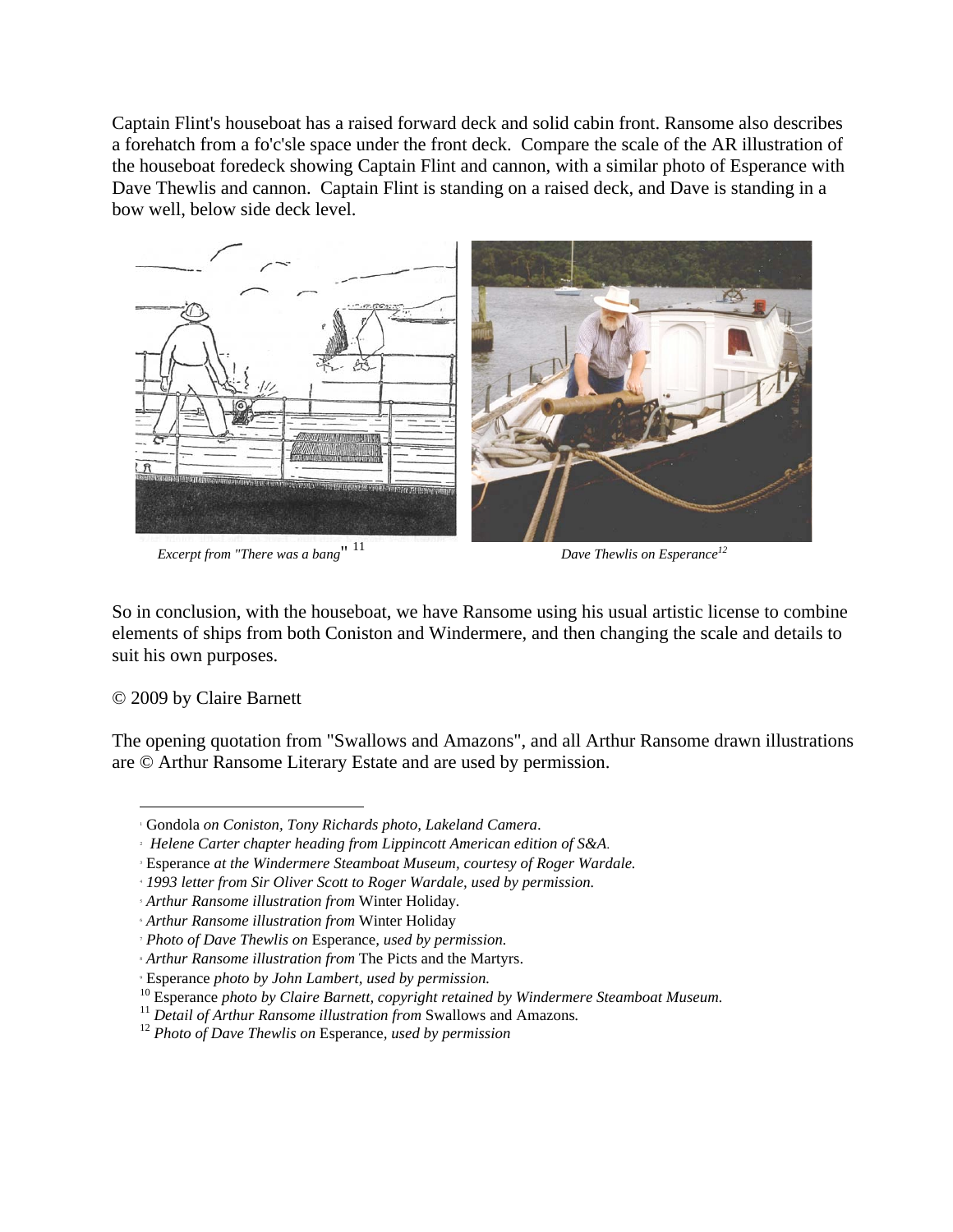Captain Flint's houseboat has a raised forward deck and solid cabin front. Ransome also describes a forehatch from a fo'c'sle space under the front deck. Compare the scale of the AR illustration of the houseboat foredeck showing Captain Flint and cannon, with a similar photo of Esperance with Dave Thewlis and cannon. Captain Flint is standing on a raised deck, and Dave is standing in a bow well, below side deck level.

*Excerpt from "There was a bang"* [11]

*Dave Thewlis on Esperance*[12]

So in conclusion, with the houseboat, we have Ransome using his usual artistic license to combine elements of ships from both Coniston and Windermere, and then changing the scale and details to suit his own purposes.

© 2009 by Claire Barnett

The opening quotation from "Swallows and Amazons", and all Arthur Ransome drawn illustrations are © Arthur Ransome Literary Estate and are used by permission.

---

[1] Gondola *on Coniston, Tony Richards photo, Lakeland Camera*.

[2] *Helene Carter chapter heading from Lippincott American edition of S&A.*

[3] Esperance *at the Windermere Steamboat Museum, courtesy of Roger Wardale.*

[4] *1993 letter from Sir Oliver Scott to Roger Wardale, used by permission.*

[5] *Arthur Ransome illustration from* Winter Holiday.

[6] *Arthur Ransome illustration from* Winter Holiday

[7] *Photo of Dave Thewlis on* Esperance*, used by permission.*

[8] *Arthur Ransome illustration from* The Picts and the Martyrs.

[9] Esperance *photo by John Lambert, used by permission.*

[10] Esperance *photo by Claire Barnett, copyright retained by Windermere Steamboat Museum.*

[11] *Detail of Arthur Ransome illustration from* Swallows and Amazons*.*

[12] *Photo of Dave Thewlis on* Esperance*, used by permission*